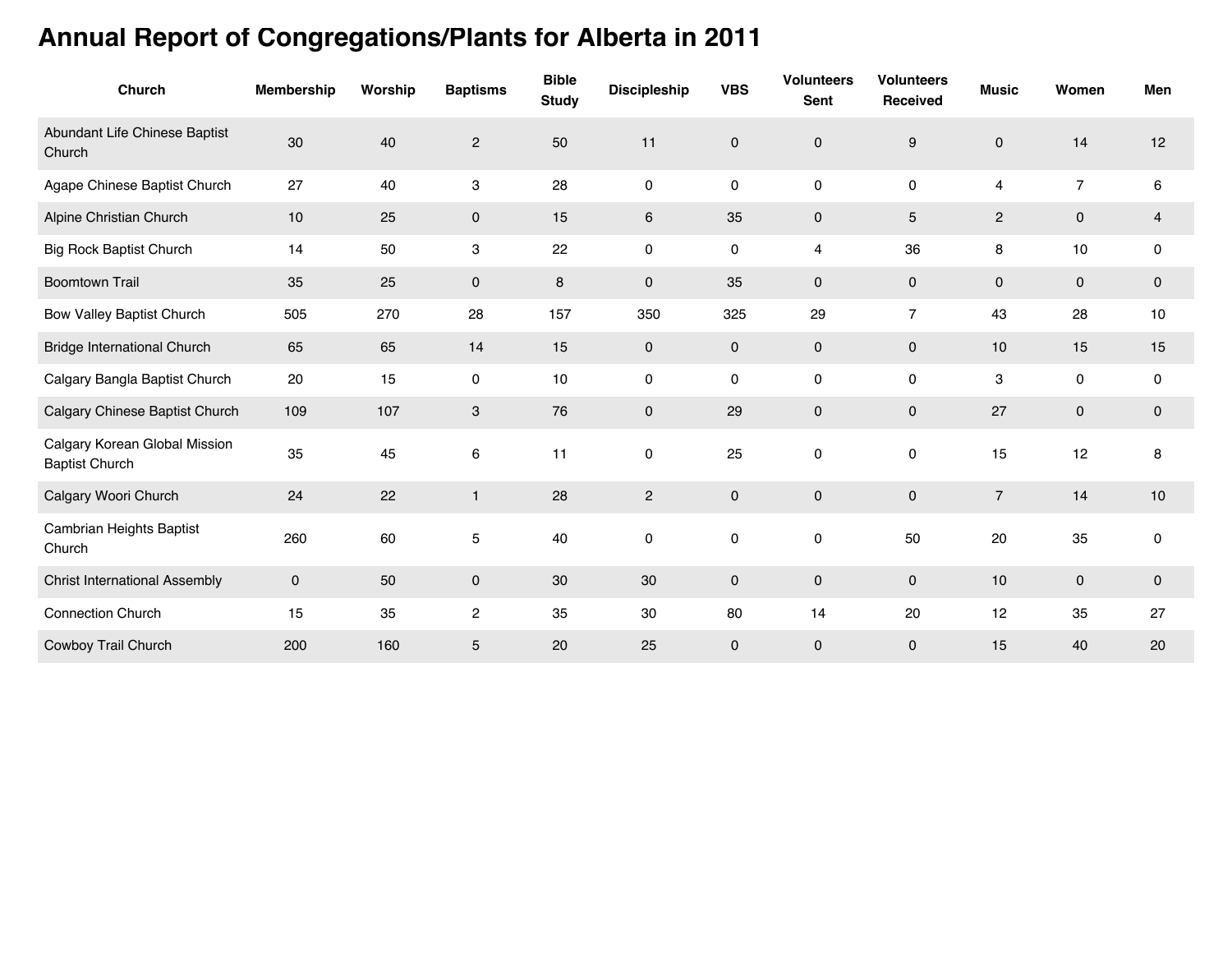# Annual Report of Congregations/Plants for Alberta in 2011

| Church | Membership | Worship | Baptisms | Bible Study | Discipleship | VBS | Volunteers Sent | Volunteers Received | Music | Women | Men |
|---|---|---|---|---|---|---|---|---|---|---|---|
| Abundant Life Chinese Baptist Church | 30 | 40 | 2 | 50 | 11 | 0 | 0 | 9 | 0 | 14 | 12 |
| Agape Chinese Baptist Church | 27 | 40 | 3 | 28 | 0 | 0 | 0 | 0 | 4 | 7 | 6 |
| Alpine Christian Church | 10 | 25 | 0 | 15 | 6 | 35 | 0 | 5 | 2 | 0 | 4 |
| Big Rock Baptist Church | 14 | 50 | 3 | 22 | 0 | 0 | 4 | 36 | 8 | 10 | 0 |
| Boomtown Trail | 35 | 25 | 0 | 8 | 0 | 35 | 0 | 0 | 0 | 0 | 0 |
| Bow Valley Baptist Church | 505 | 270 | 28 | 157 | 350 | 325 | 29 | 7 | 43 | 28 | 10 |
| Bridge International Church | 65 | 65 | 14 | 15 | 0 | 0 | 0 | 0 | 10 | 15 | 15 |
| Calgary Bangla Baptist Church | 20 | 15 | 0 | 10 | 0 | 0 | 0 | 0 | 3 | 0 | 0 |
| Calgary Chinese Baptist Church | 109 | 107 | 3 | 76 | 0 | 29 | 0 | 0 | 27 | 0 | 0 |
| Calgary Korean Global Mission Baptist Church | 35 | 45 | 6 | 11 | 0 | 25 | 0 | 0 | 15 | 12 | 8 |
| Calgary Woori Church | 24 | 22 | 1 | 28 | 2 | 0 | 0 | 0 | 7 | 14 | 10 |
| Cambrian Heights Baptist Church | 260 | 60 | 5 | 40 | 0 | 0 | 0 | 50 | 20 | 35 | 0 |
| Christ International Assembly | 0 | 50 | 0 | 30 | 30 | 0 | 0 | 0 | 10 | 0 | 0 |
| Connection Church | 15 | 35 | 2 | 35 | 30 | 80 | 14 | 20 | 12 | 35 | 27 |
| Cowboy Trail Church | 200 | 160 | 5 | 20 | 25 | 0 | 0 | 0 | 15 | 40 | 20 |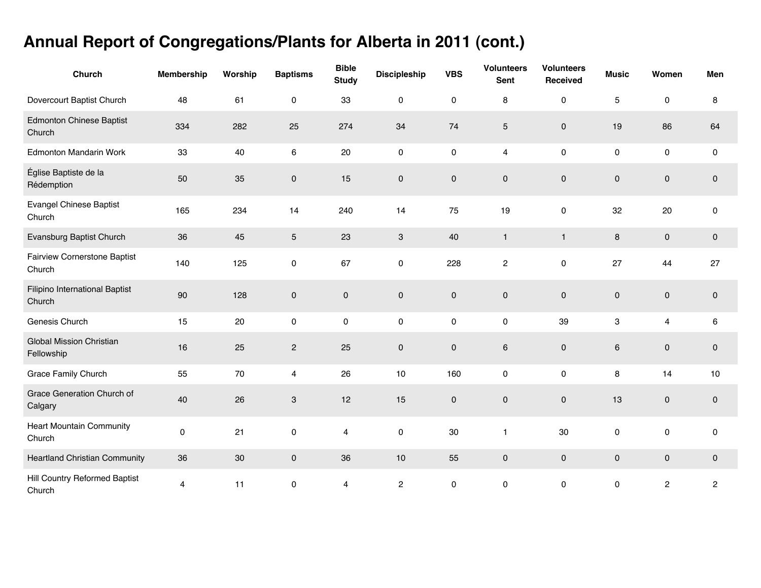# Annual Report of Congregations/Plants for Alberta in 2011 (cont.)

| Church | Membership | Worship | Baptisms | Bible Study | Discipleship | VBS | Volunteers Sent | Volunteers Received | Music | Women | Men |
|---|---|---|---|---|---|---|---|---|---|---|---|
| Dovercourt Baptist Church | 48 | 61 | 0 | 33 | 0 | 0 | 8 | 0 | 5 | 0 | 8 |
| Edmonton Chinese Baptist Church | 334 | 282 | 25 | 274 | 34 | 74 | 5 | 0 | 19 | 86 | 64 |
| Edmonton Mandarin Work | 33 | 40 | 6 | 20 | 0 | 0 | 4 | 0 | 0 | 0 | 0 |
| Église Baptiste de la Rédemption | 50 | 35 | 0 | 15 | 0 | 0 | 0 | 0 | 0 | 0 | 0 |
| Evangel Chinese Baptist Church | 165 | 234 | 14 | 240 | 14 | 75 | 19 | 0 | 32 | 20 | 0 |
| Evansburg Baptist Church | 36 | 45 | 5 | 23 | 3 | 40 | 1 | 1 | 8 | 0 | 0 |
| Fairview Cornerstone Baptist Church | 140 | 125 | 0 | 67 | 0 | 228 | 2 | 0 | 27 | 44 | 27 |
| Filipino International Baptist Church | 90 | 128 | 0 | 0 | 0 | 0 | 0 | 0 | 0 | 0 | 0 |
| Genesis Church | 15 | 20 | 0 | 0 | 0 | 0 | 0 | 39 | 3 | 4 | 6 |
| Global Mission Christian Fellowship | 16 | 25 | 2 | 25 | 0 | 0 | 6 | 0 | 6 | 0 | 0 |
| Grace Family Church | 55 | 70 | 4 | 26 | 10 | 160 | 0 | 0 | 8 | 14 | 10 |
| Grace Generation Church of Calgary | 40 | 26 | 3 | 12 | 15 | 0 | 0 | 0 | 13 | 0 | 0 |
| Heart Mountain Community Church | 0 | 21 | 0 | 4 | 0 | 30 | 1 | 30 | 0 | 0 | 0 |
| Heartland Christian Community | 36 | 30 | 0 | 36 | 10 | 55 | 0 | 0 | 0 | 0 | 0 |
| Hill Country Reformed Baptist Church | 4 | 11 | 0 | 4 | 2 | 0 | 0 | 0 | 0 | 2 | 2 |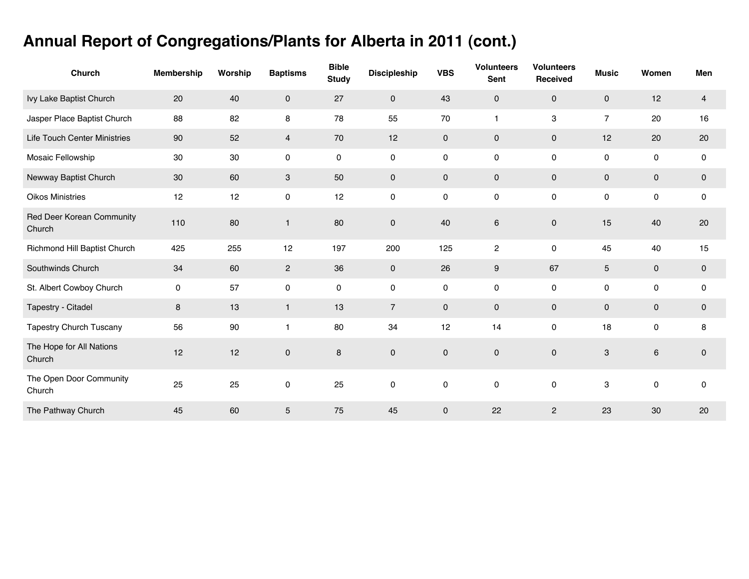# Annual Report of Congregations/Plants for Alberta in 2011 (cont.)

| Church | Membership | Worship | Baptisms | Bible Study | Discipleship | VBS | Volunteers Sent | Volunteers Received | Music | Women | Men |
|---|---|---|---|---|---|---|---|---|---|---|---|
| Ivy Lake Baptist Church | 20 | 40 | 0 | 27 | 0 | 43 | 0 | 0 | 0 | 12 | 4 |
| Jasper Place Baptist Church | 88 | 82 | 8 | 78 | 55 | 70 | 1 | 3 | 7 | 20 | 16 |
| Life Touch Center Ministries | 90 | 52 | 4 | 70 | 12 | 0 | 0 | 0 | 12 | 20 | 20 |
| Mosaic Fellowship | 30 | 30 | 0 | 0 | 0 | 0 | 0 | 0 | 0 | 0 | 0 |
| Newway Baptist Church | 30 | 60 | 3 | 50 | 0 | 0 | 0 | 0 | 0 | 0 | 0 |
| Oikos Ministries | 12 | 12 | 0 | 12 | 0 | 0 | 0 | 0 | 0 | 0 | 0 |
| Red Deer Korean Community Church | 110 | 80 | 1 | 80 | 0 | 40 | 6 | 0 | 15 | 40 | 20 |
| Richmond Hill Baptist Church | 425 | 255 | 12 | 197 | 200 | 125 | 2 | 0 | 45 | 40 | 15 |
| Southwinds Church | 34 | 60 | 2 | 36 | 0 | 26 | 9 | 67 | 5 | 0 | 0 |
| St. Albert Cowboy Church | 0 | 57 | 0 | 0 | 0 | 0 | 0 | 0 | 0 | 0 | 0 |
| Tapestry - Citadel | 8 | 13 | 1 | 13 | 7 | 0 | 0 | 0 | 0 | 0 | 0 |
| Tapestry Church Tuscany | 56 | 90 | 1 | 80 | 34 | 12 | 14 | 0 | 18 | 0 | 8 |
| The Hope for All Nations Church | 12 | 12 | 0 | 8 | 0 | 0 | 0 | 0 | 3 | 6 | 0 |
| The Open Door Community Church | 25 | 25 | 0 | 25 | 0 | 0 | 0 | 0 | 3 | 0 | 0 |
| The Pathway Church | 45 | 60 | 5 | 75 | 45 | 0 | 22 | 2 | 23 | 30 | 20 |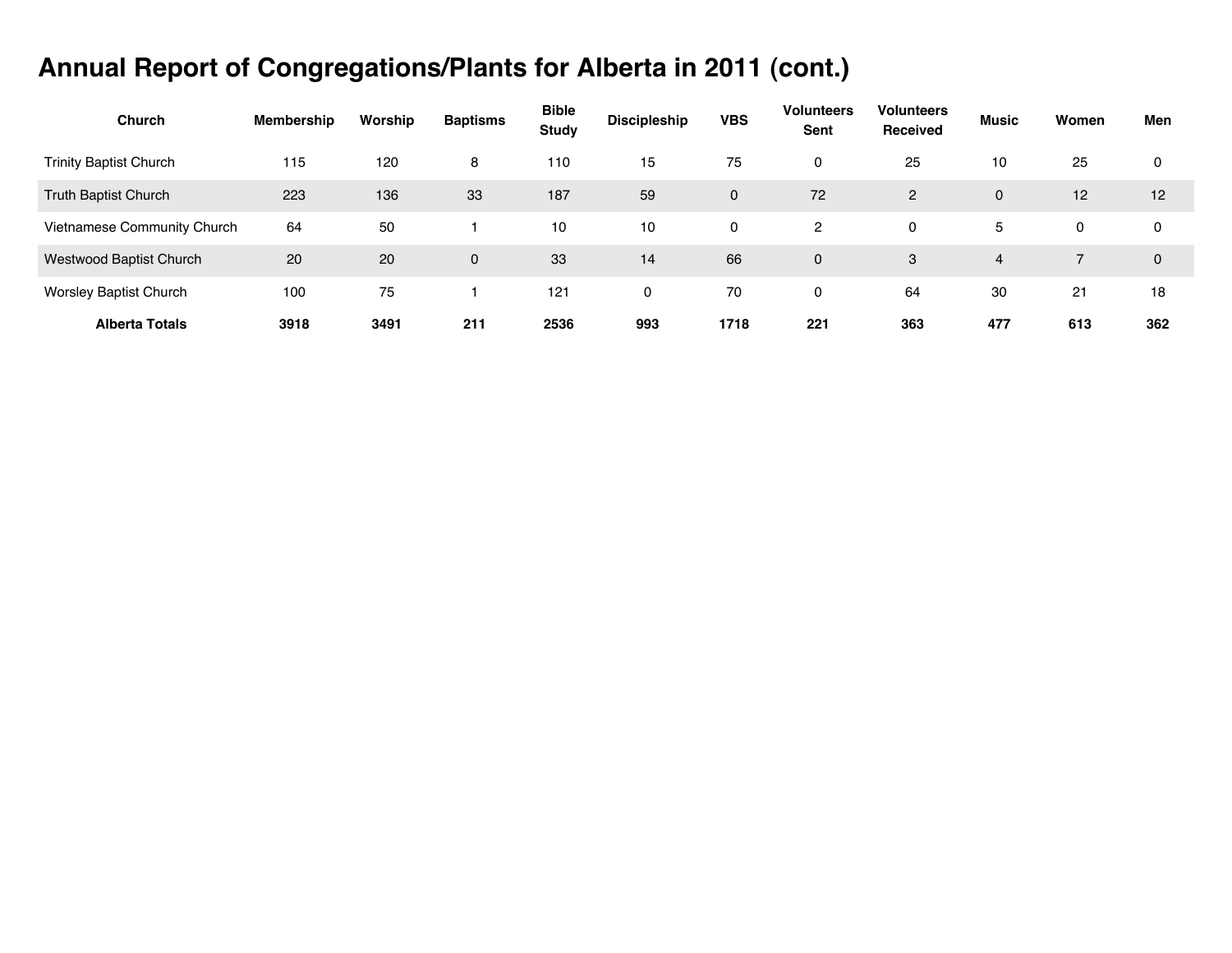# Annual Report of Congregations/Plants for Alberta in 2011 (cont.)

| Church | Membership | Worship | Baptisms | Bible Study | Discipleship | VBS | Volunteers Sent | Volunteers Received | Music | Women | Men |
|---|---|---|---|---|---|---|---|---|---|---|---|
| Trinity Baptist Church | 115 | 120 | 8 | 110 | 15 | 75 | 0 | 25 | 10 | 25 | 0 |
| Truth Baptist Church | 223 | 136 | 33 | 187 | 59 | 0 | 72 | 2 | 0 | 12 | 12 |
| Vietnamese Community Church | 64 | 50 | 1 | 10 | 10 | 0 | 2 | 0 | 5 | 0 | 0 |
| Westwood Baptist Church | 20 | 20 | 0 | 33 | 14 | 66 | 0 | 3 | 4 | 7 | 0 |
| Worsley Baptist Church | 100 | 75 | 1 | 121 | 0 | 70 | 0 | 64 | 30 | 21 | 18 |
| **Alberta Totals** | **3918** | **3491** | **211** | **2536** | **993** | **1718** | **221** | **363** | **477** | **613** | **362** |